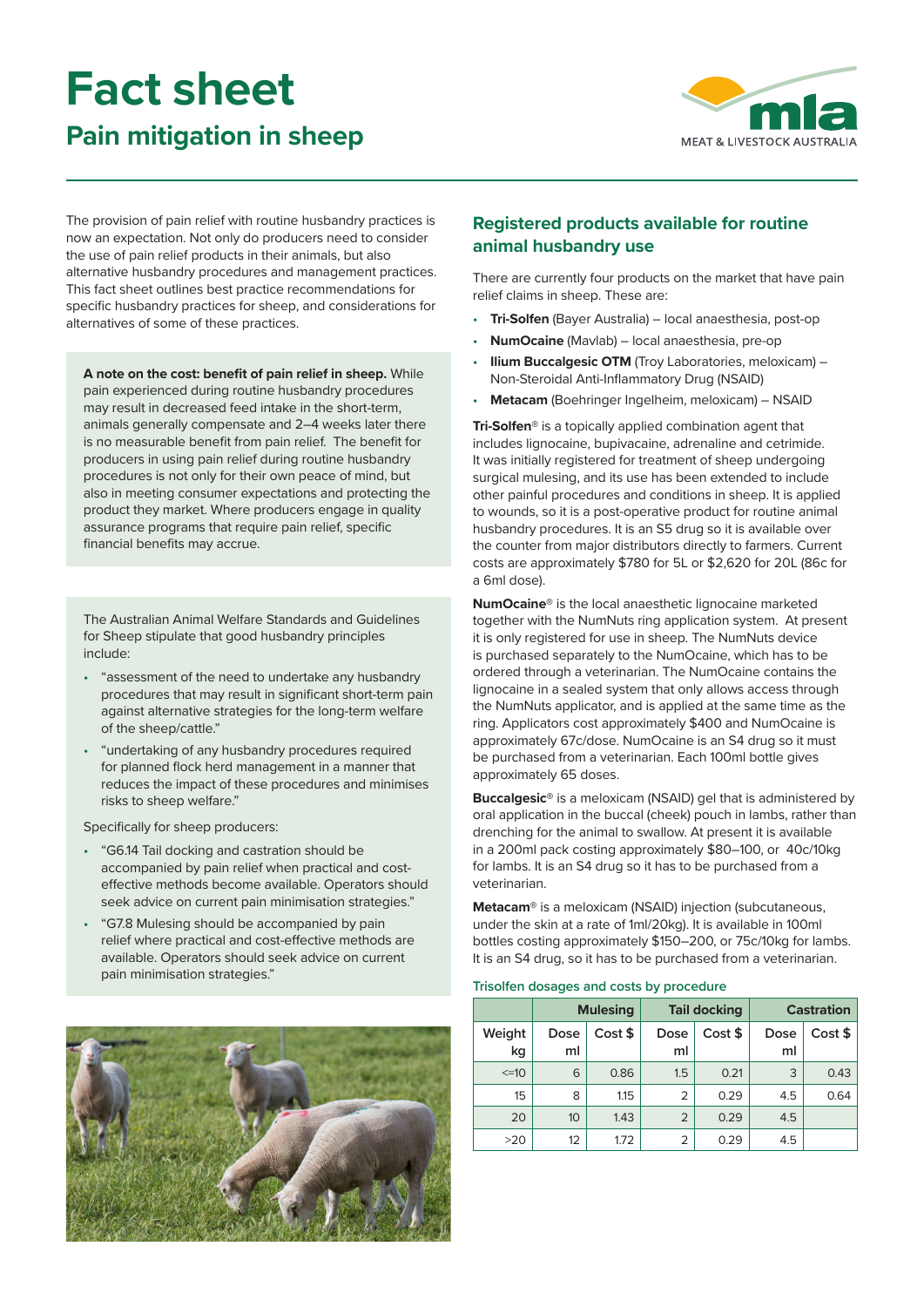# Fact sheet

## Pain mitigation in sheep

The provision of pain relief with routine husbandry practices is now an expectation. Not only do producers need to consider the use of pain relief products in their animals, but also alternative husbandry procedures and management practices. This fact sheet outlines best practice recommendations for specific husbandry practices for sheep, and considerations for alternatives of some of these practices.

**A note on the cost: benefit of pain relief in sheep.** While pain experienced during routine husbandry procedures may result in decreased feed intake in the short-term, animals generally compensate and 2–4 weeks later there is no measurable benefit from pain relief. The benefit for producers in using pain relief during routine husbandry procedures is not only for their own peace of mind, but also in meeting consumer expectations and protecting the product they market. Where producers engage in quality assurance programs that require pain relief, specific financial benefits may accrue.

The Australian Animal Welfare Standards and Guidelines for Sheep stipulate that good husbandry principles include:

- "assessment of the need to undertake any husbandry procedures that may result in significant short-term pain against alternative strategies for the long-term welfare of the sheep/cattle."
- "undertaking of any husbandry procedures required for planned flock herd management in a manner that reduces the impact of these procedures and minimises risks to sheep welfare."

Specifically for sheep producers:

- "G6.14 Tail docking and castration should be accompanied by pain relief when practical and cost-effective methods become available. Operators should seek advice on current pain minimisation strategies."
- "G7.8 Mulesing should be accompanied by pain relief where practical and cost-effective methods are available. Operators should seek advice on current pain minimisation strategies."

## Registered products available for routine animal husbandry use

There are currently four products on the market that have pain relief claims in sheep. These are:

- **Tri-Solfen** (Bayer Australia) – local anaesthesia, post-op
- **NumOcaine** (Mavlab) – local anaesthesia, pre-op
- **Ilium Buccalgesic OTM** (Troy Laboratories, meloxicam) – Non-Steroidal Anti-Inflammatory Drug (NSAID)
- **Metacam** (Boehringer Ingelheim, meloxicam) – NSAID

**Tri-Solfen®** is a topically applied combination agent that includes lignocaine, bupivacaine, adrenaline and cetrimide. It was initially registered for treatment of sheep undergoing surgical mulesing, and its use has been extended to include other painful procedures and conditions in sheep. It is applied to wounds, so it is a post-operative product for routine animal husbandry procedures. It is an S5 drug so it is available over the counter from major distributors directly to farmers. Current costs are approximately $780 for 5L or $2,620 for 20L (86c for a 6ml dose).

**NumOcaine®** is the local anaesthetic lignocaine marketed together with the NumNuts ring application system. At present it is only registered for use in sheep. The NumNuts device is purchased separately to the NumOcaine, which has to be ordered through a veterinarian. The NumOcaine contains the lignocaine in a sealed system that only allows access through the NumNuts applicator, and is applied at the same time as the ring. Applicators cost approximately $400 and NumOcaine is approximately 67c/dose. NumOcaine is an S4 drug so it must be purchased from a veterinarian. Each 100ml bottle gives approximately 65 doses.

**Buccalgesic®** is a meloxicam (NSAID) gel that is administered by oral application in the buccal (cheek) pouch in lambs, rather than drenching for the animal to swallow. At present it is available in a 200ml pack costing approximately $80–100, or 40c/10kg for lambs. It is an S4 drug so it has to be purchased from a veterinarian.

**Metacam®** is a meloxicam (NSAID) injection (subcutaneous, under the skin at a rate of 1ml/20kg). It is available in 100ml bottles costing approximately $150–200, or 75c/10kg for lambs. It is an S4 drug, so it has to be purchased from a veterinarian.

Trisolfen dosages and costs by procedure

| | Mulesing | | Tail docking | | Castration | |
|---|---|---|---|---|---|---|
| Weight kg | Dose ml | Cost $ | Dose ml | Cost $ | Dose ml | Cost $ |
| <=10 | 6 | 0.86 | 1.5 | 0.21 | 3 | 0.43 |
| 15 | 8 | 1.15 | 2 | 0.29 | 4.5 | 0.64 |
| 20 | 10 | 1.43 | 2 | 0.29 | 4.5 | |
| >20 | 12 | 1.72 | 2 | 0.29 | 4.5 | |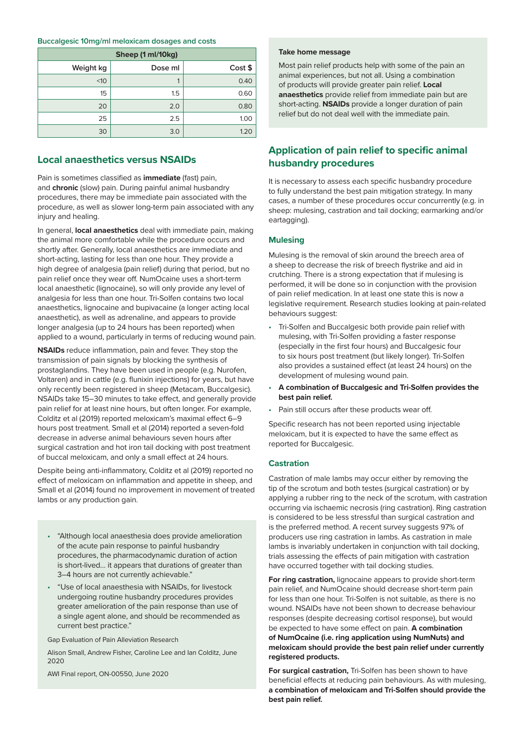**Buccalgesic 10mg/ml meloxicam dosages and costs**

| Sheep (1 ml/10kg) | | |
|---|---|---|
| Weight kg | Dose ml | Cost $ |
| <10 | 1 | 0.40 |
| 15 | 1.5 | 0.60 |
| 20 | 2.0 | 0.80 |
| 25 | 2.5 | 1.00 |
| 30 | 3.0 | 1.20 |

## Local anaesthetics versus NSAIDs

Pain is sometimes classified as **immediate** (fast) pain, and **chronic** (slow) pain. During painful animal husbandry procedures, there may be immediate pain associated with the procedure, as well as slower long-term pain associated with any injury and healing.

In general, **local anaesthetics** deal with immediate pain, making the animal more comfortable while the procedure occurs and shortly after. Generally, local anaesthetics are immediate and short-acting, lasting for less than one hour. They provide a high degree of analgesia (pain relief) during that period, but no pain relief once they wear off. NumOcaine uses a short-term local anaesthetic (lignocaine), so will only provide any level of analgesia for less than one hour. Tri-Solfen contains two local anaesthetics, lignocaine and bupivacaine (a longer acting local anaesthetic), as well as adrenaline, and appears to provide longer analgesia (up to 24 hours has been reported) when applied to a wound, particularly in terms of reducing wound pain.

**NSAIDs** reduce inflammation, pain and fever. They stop the transmission of pain signals by blocking the synthesis of prostaglandins. They have been used in people (e.g. Nurofen, Voltaren) and in cattle (e.g. flunixin injections) for years, but have only recently been registered in sheep (Metacam, Buccalgesic). NSAIDs take 15–30 minutes to take effect, and generally provide pain relief for at least nine hours, but often longer. For example, Colditz et al (2019) reported meloxicam's maximal effect 6–9 hours post treatment. Small et al (2014) reported a seven-fold decrease in adverse animal behaviours seven hours after surgical castration and hot iron tail docking with post treatment of buccal meloxicam, and only a small effect at 24 hours.

Despite being anti-inflammatory, Colditz et al (2019) reported no effect of meloxicam on inflammation and appetite in sheep, and Small et al (2014) found no improvement in movement of treated lambs or any production gain.

- "Although local anaesthesia does provide amelioration of the acute pain response to painful husbandry procedures, the pharmacodynamic duration of action is short-lived... it appears that durations of greater than 3–4 hours are not currently achievable."
- "Use of local anaesthesia with NSAIDs, for livestock undergoing routine husbandry procedures provides greater amelioration of the pain response than use of a single agent alone, and should be recommended as current best practice."

Gap Evaluation of Pain Alleviation Research

Alison Small, Andrew Fisher, Caroline Lee and Ian Colditz, June 2020

AWI Final report, ON-00550, June 2020

**Take home message**

Most pain relief products help with some of the pain an animal experiences, but not all. Using a combination of products will provide greater pain relief. **Local anaesthetics** provide relief from immediate pain but are short-acting. **NSAIDs** provide a longer duration of pain relief but do not deal well with the immediate pain.

## Application of pain relief to specific animal husbandry procedures

It is necessary to assess each specific husbandry procedure to fully understand the best pain mitigation strategy. In many cases, a number of these procedures occur concurrently (e.g. in sheep: mulesing, castration and tail docking; earmarking and/or eartagging).

### Mulesing

Mulesing is the removal of skin around the breech area of a sheep to decrease the risk of breech flystrike and aid in crutching. There is a strong expectation that if mulesing is performed, it will be done so in conjunction with the provision of pain relief medication. In at least one state this is now a legislative requirement. Research studies looking at pain-related behaviours suggest:

- Tri-Solfen and Buccalgesic both provide pain relief with mulesing, with Tri-Solfen providing a faster response (especially in the first four hours) and Buccalgesic four to six hours post treatment (but likely longer). Tri-Solfen also provides a sustained effect (at least 24 hours) on the development of mulesing wound pain.
- **A combination of Buccalgesic and Tri-Solfen provides the best pain relief.**
- Pain still occurs after these products wear off.

Specific research has not been reported using injectable meloxicam, but it is expected to have the same effect as reported for Buccalgesic.

### Castration

Castration of male lambs may occur either by removing the tip of the scrotum and both testes (surgical castration) or by applying a rubber ring to the neck of the scrotum, with castration occurring via ischaemic necrosis (ring castration). Ring castration is considered to be less stressful than surgical castration and is the preferred method. A recent survey suggests 97% of producers use ring castration in lambs. As castration in male lambs is invariably undertaken in conjunction with tail docking, trials assessing the effects of pain mitigation with castration have occurred together with tail docking studies.

**For ring castration,** lignocaine appears to provide short-term pain relief, and NumOcaine should decrease short-term pain for less than one hour. Tri-Solfen is not suitable, as there is no wound. NSAIDs have not been shown to decrease behaviour responses (despite decreasing cortisol response), but would be expected to have some effect on pain. **A combination of NumOcaine (i.e. ring application using NumNuts) and meloxicam should provide the best pain relief under currently registered products.**

**For surgical castration,** Tri-Solfen has been shown to have beneficial effects at reducing pain behaviours. As with mulesing, **a combination of meloxicam and Tri-Solfen should provide the best pain relief.**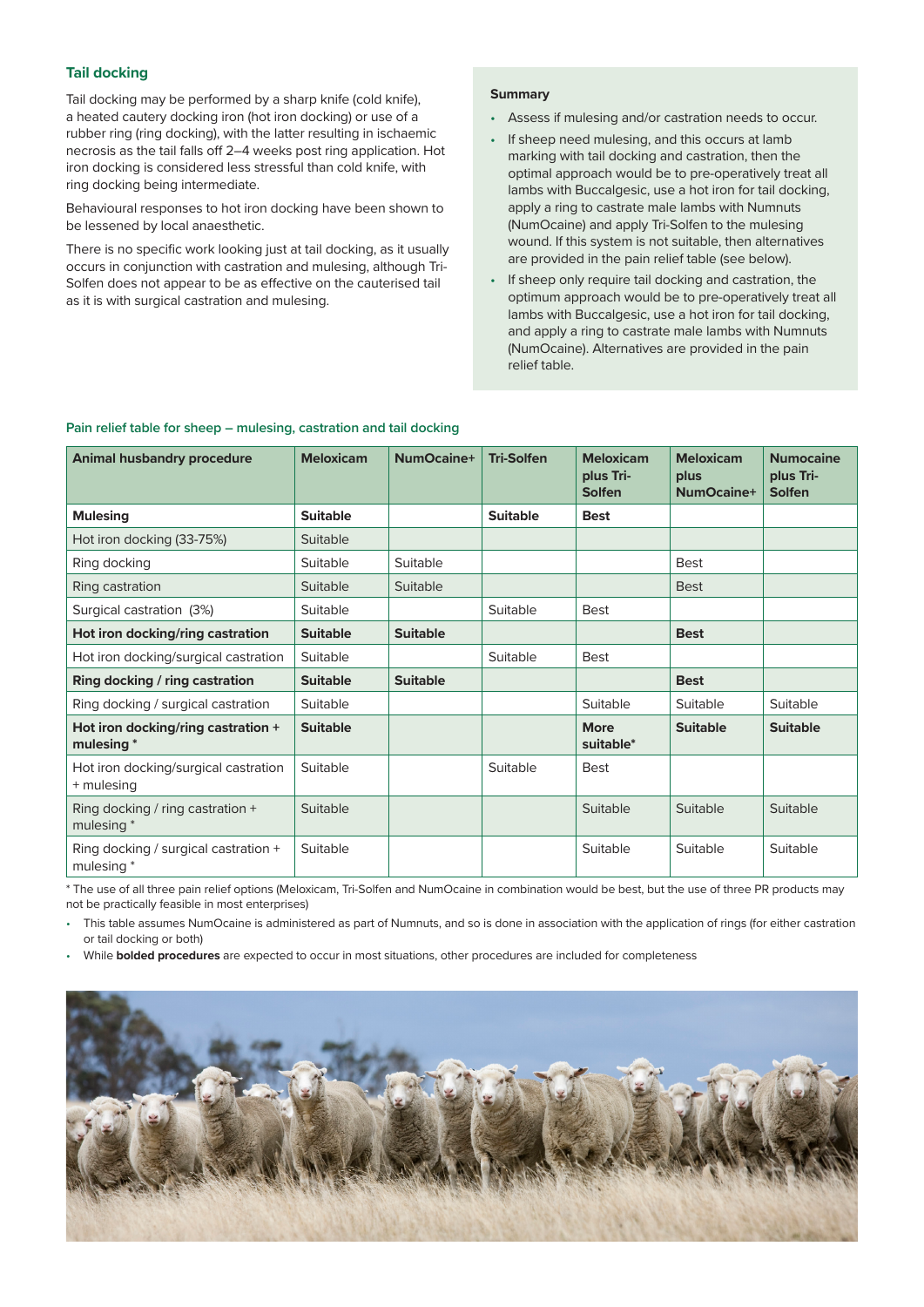## Tail docking

Tail docking may be performed by a sharp knife (cold knife), a heated cautery docking iron (hot iron docking) or use of a rubber ring (ring docking), with the latter resulting in ischaemic necrosis as the tail falls off 2–4 weeks post ring application. Hot iron docking is considered less stressful than cold knife, with ring docking being intermediate.

Behavioural responses to hot iron docking have been shown to be lessened by local anaesthetic.

There is no specific work looking just at tail docking, as it usually occurs in conjunction with castration and mulesing, although Tri-Solfen does not appear to be as effective on the cauterised tail as it is with surgical castration and mulesing.

**Summary**

- Assess if mulesing and/or castration needs to occur.
- If sheep need mulesing, and this occurs at lamb marking with tail docking and castration, then the optimal approach would be to pre-operatively treat all lambs with Buccalgesic, use a hot iron for tail docking, apply a ring to castrate male lambs with Numnuts (NumOcaine) and apply Tri-Solfen to the mulesing wound. If this system is not suitable, then alternatives are provided in the pain relief table (see below).
- If sheep only require tail docking and castration, the optimum approach would be to pre-operatively treat all lambs with Buccalgesic, use a hot iron for tail docking, and apply a ring to castrate male lambs with Numnuts (NumOcaine). Alternatives are provided in the pain relief table.

### Pain relief table for sheep – mulesing, castration and tail docking

| Animal husbandry procedure | Meloxicam | NumOcaine+ | Tri-Solfen | Meloxicam plus Tri-Solfen | Meloxicam plus NumOcaine+ | Numocaine plus Tri-Solfen |
|---|---|---|---|---|---|---|
| **Mulesing** | **Suitable** | | **Suitable** | **Best** | | |
| Hot iron docking (33-75%) | Suitable | | | | | |
| Ring docking | Suitable | Suitable | | | Best | |
| Ring castration | Suitable | Suitable | | | Best | |
| Surgical castration (3%) | Suitable | | Suitable | Best | | |
| **Hot iron docking/ring castration** | **Suitable** | **Suitable** | | | **Best** | |
| Hot iron docking/surgical castration | Suitable | | Suitable | Best | | |
| **Ring docking / ring castration** | **Suitable** | **Suitable** | | | **Best** | |
| Ring docking / surgical castration | Suitable | | | Suitable | Suitable | Suitable |
| **Hot iron docking/ring castration + mulesing *** | **Suitable** | | | **More suitable*** | **Suitable** | **Suitable** |
| Hot iron docking/surgical castration + mulesing | Suitable | | Suitable | Best | | |
| Ring docking / ring castration + mulesing * | Suitable | | | Suitable | Suitable | Suitable |
| Ring docking / surgical castration + mulesing * | Suitable | | | Suitable | Suitable | Suitable |

* The use of all three pain relief options (Meloxicam, Tri-Solfen and NumOcaine in combination would be best, but the use of three PR products may not be practically feasible in most enterprises)

- This table assumes NumOcaine is administered as part of Numnuts, and so is done in association with the application of rings (for either castration or tail docking or both)
- While **bolded procedures** are expected to occur in most situations, other procedures are included for completeness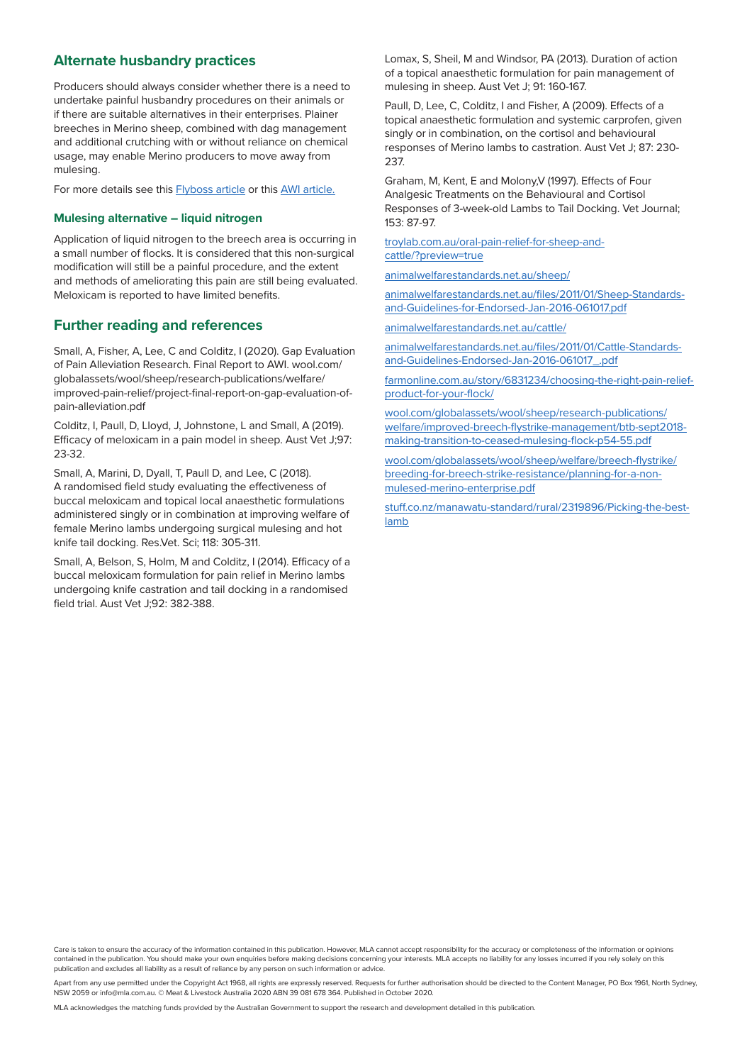## Alternate husbandry practices

Producers should always consider whether there is a need to undertake painful husbandry procedures on their animals or if there are suitable alternatives in their enterprises. Plainer breeches in Merino sheep, combined with dag management and additional crutching with or without reliance on chemical usage, may enable Merino producers to move away from mulesing.

For more details see this Flyboss article or this AWI article.

### Mulesing alternative – liquid nitrogen

Application of liquid nitrogen to the breech area is occurring in a small number of flocks. It is considered that this non-surgical modification will still be a painful procedure, and the extent and methods of ameliorating this pain are still being evaluated. Meloxicam is reported to have limited benefits.

## Further reading and references

Small, A, Fisher, A, Lee, C and Colditz, I (2020). Gap Evaluation of Pain Alleviation Research. Final Report to AWI. wool.com/globalassets/wool/sheep/research-publications/welfare/improved-pain-relief/project-final-report-on-gap-evaluation-of-pain-alleviation.pdf

Colditz, I, Paull, D, Lloyd, J, Johnstone, L and Small, A (2019). Efficacy of meloxicam in a pain model in sheep. Aust Vet J;97: 23-32.

Small, A, Marini, D, Dyall, T, Paull D, and Lee, C (2018). A randomised field study evaluating the effectiveness of buccal meloxicam and topical local anaesthetic formulations administered singly or in combination at improving welfare of female Merino lambs undergoing surgical mulesing and hot knife tail docking. Res.Vet. Sci; 118: 305-311.

Small, A, Belson, S, Holm, M and Colditz, I (2014). Efficacy of a buccal meloxicam formulation for pain relief in Merino lambs undergoing knife castration and tail docking in a randomised field trial. Aust Vet J;92: 382-388.

Lomax, S, Sheil, M and Windsor, PA (2013). Duration of action of a topical anaesthetic formulation for pain management of mulesing in sheep. Aust Vet J; 91: 160-167.

Paull, D, Lee, C, Colditz, I and Fisher, A (2009). Effects of a topical anaesthetic formulation and systemic carprofen, given singly or in combination, on the cortisol and behavioural responses of Merino lambs to castration. Aust Vet J; 87: 230-237.

Graham, M, Kent, E and Molony,V (1997). Effects of Four Analgesic Treatments on the Behavioural and Cortisol Responses of 3-week-old Lambs to Tail Docking. Vet Journal; 153: 87-97.

troylab.com.au/oral-pain-relief-for-sheep-and-cattle/?preview=true

animalwelfarestandards.net.au/sheep/

animalwelfarestandards.net.au/files/2011/01/Sheep-Standards-and-Guidelines-for-Endorsed-Jan-2016-061017.pdf

animalwelfarestandards.net.au/cattle/

animalwelfarestandards.net.au/files/2011/01/Cattle-Standards-and-Guidelines-Endorsed-Jan-2016-061017_.pdf

farmonline.com.au/story/6831234/choosing-the-right-pain-relief-product-for-your-flock/

wool.com/globalassets/wool/sheep/research-publications/welfare/improved-breech-flystrike-management/btb-sept2018-making-transition-to-ceased-mulesing-flock-p54-55.pdf

wool.com/globalassets/wool/sheep/welfare/breech-flystrike/breeding-for-breech-strike-resistance/planning-for-a-non-mulesed-merino-enterprise.pdf

stuff.co.nz/manawatu-standard/rural/2319896/Picking-the-best-lamb

Care is taken to ensure the accuracy of the information contained in this publication. However, MLA cannot accept responsibility for the accuracy or completeness of the information or opinions contained in the publication. You should make your own enquiries before making decisions concerning your interests. MLA accepts no liability for any losses incurred if you rely solely on this publication and excludes all liability as a result of reliance by any person on such information or advice.

Apart from any use permitted under the Copyright Act 1968, all rights are expressly reserved. Requests for further authorisation should be directed to the Content Manager, PO Box 1961, North Sydney, NSW 2059 or info@mla.com.au. © Meat & Livestock Australia 2020 ABN 39 081 678 364. Published in October 2020.

MLA acknowledges the matching funds provided by the Australian Government to support the research and development detailed in this publication.